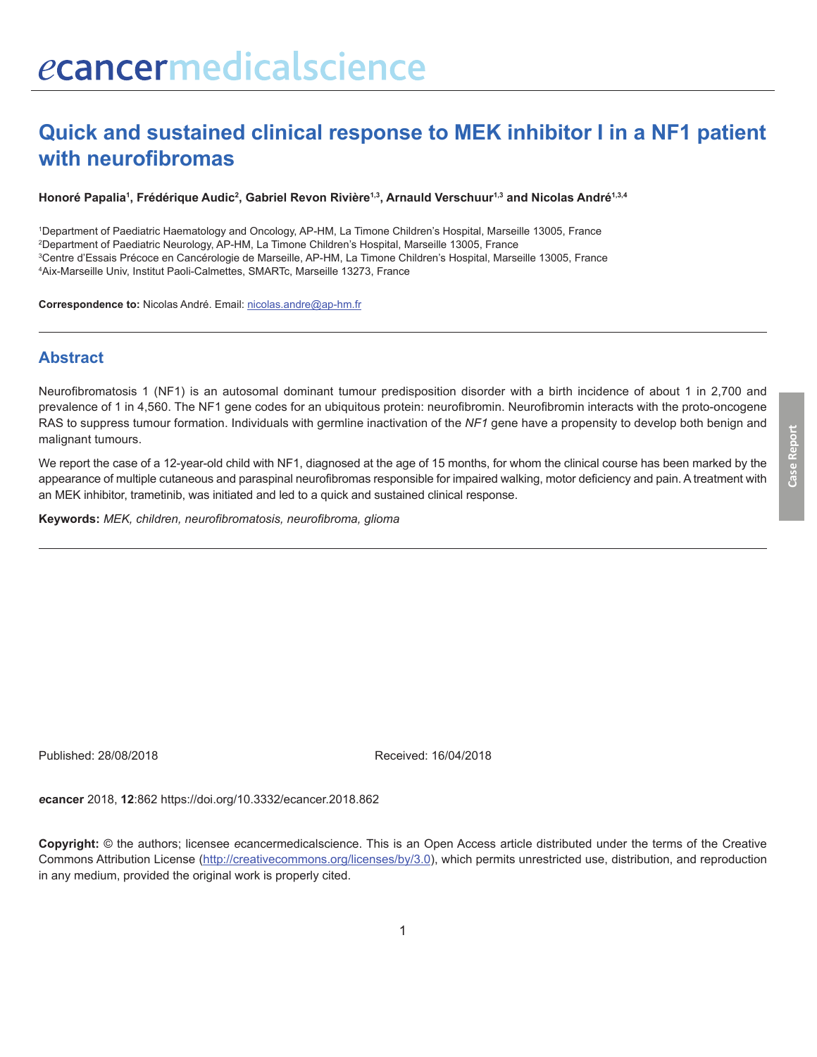# Quick and sustained clinical response to MEK inhibitor I in a NF1 patient with neurofibromas

**Honoré Papalia[1], Frédérique Audic[2], Gabriel Revon Rivière[1,3], Arnauld Verschuur[1,3] and Nicolas André[1,3,4]**

[1]Department of Paediatric Haematology and Oncology, AP-HM, La Timone Children's Hospital, Marseille 13005, France
[2]Department of Paediatric Neurology, AP-HM, La Timone Children's Hospital, Marseille 13005, France
[3]Centre d'Essais Précoce en Cancérologie de Marseille, AP-HM, La Timone Children's Hospital, Marseille 13005, France
[4]Aix-Marseille Univ, Institut Paoli-Calmettes, SMARTc, Marseille 13273, France

**Correspondence to:** Nicolas André. Email: nicolas.andre@ap-hm.fr

## Abstract

Neurofibromatosis 1 (NF1) is an autosomal dominant tumour predisposition disorder with a birth incidence of about 1 in 2,700 and prevalence of 1 in 4,560. The NF1 gene codes for an ubiquitous protein: neurofibromin. Neurofibromin interacts with the proto-oncogene RAS to suppress tumour formation. Individuals with germline inactivation of the *NF1* gene have a propensity to develop both benign and malignant tumours.

We report the case of a 12-year-old child with NF1, diagnosed at the age of 15 months, for whom the clinical course has been marked by the appearance of multiple cutaneous and paraspinal neurofibromas responsible for impaired walking, motor deficiency and pain. A treatment with an MEK inhibitor, trametinib, was initiated and led to a quick and sustained clinical response.

**Keywords:** *MEK, children, neurofibromatosis, neurofibroma, glioma*

Published: 28/08/2018 Received: 16/04/2018

***e*cancer** 2018, **12**:862 https://doi.org/10.3332/ecancer.2018.862

**Copyright:** © the authors; licensee *e*cancermedicalscience. This is an Open Access article distributed under the terms of the Creative Commons Attribution License (http://creativecommons.org/licenses/by/3.0), which permits unrestricted use, distribution, and reproduction in any medium, provided the original work is properly cited.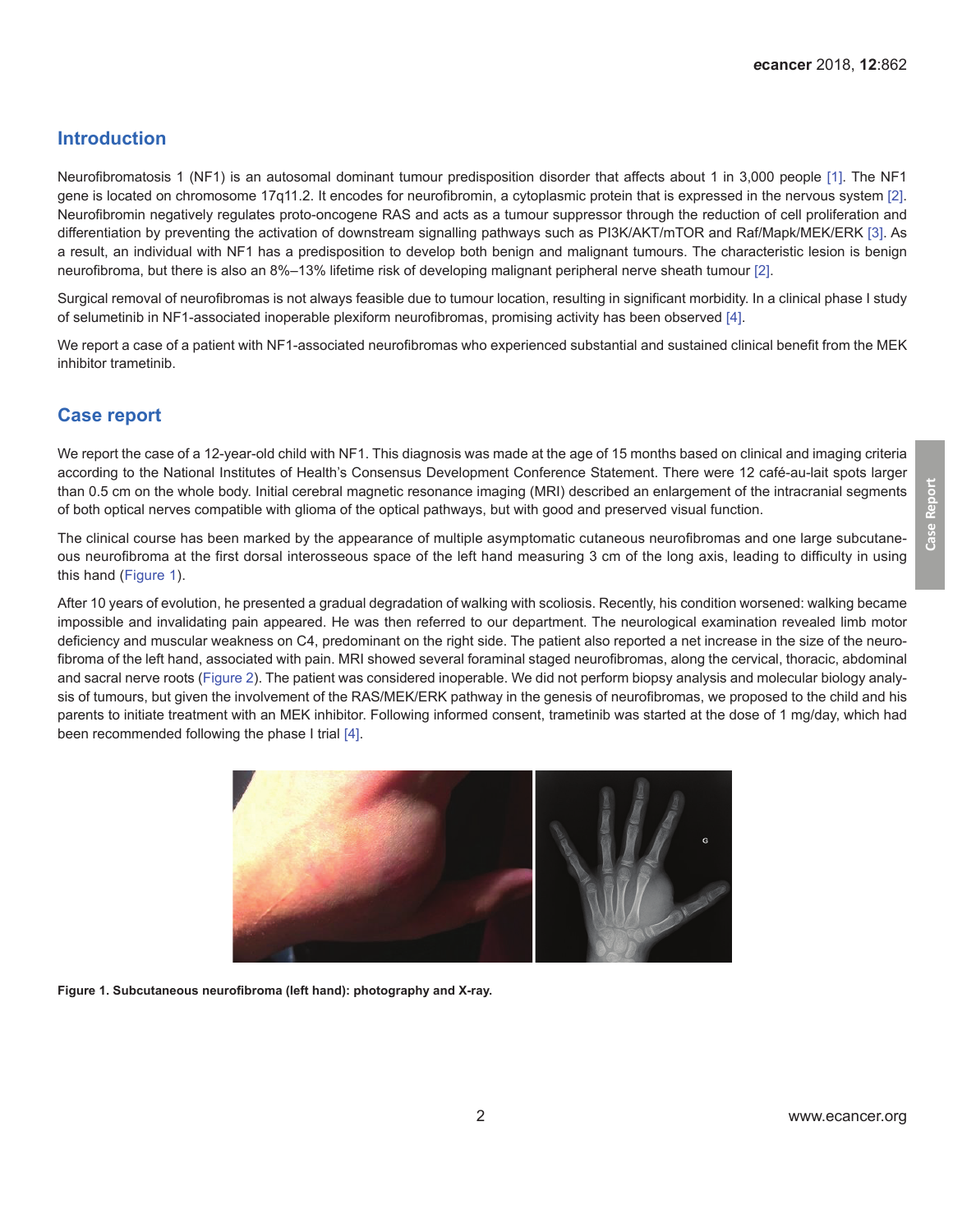## Introduction

Neurofibromatosis 1 (NF1) is an autosomal dominant tumour predisposition disorder that affects about 1 in 3,000 people [1]. The NF1 gene is located on chromosome 17q11.2. It encodes for neurofibromin, a cytoplasmic protein that is expressed in the nervous system [2]. Neurofibromin negatively regulates proto-oncogene RAS and acts as a tumour suppressor through the reduction of cell proliferation and differentiation by preventing the activation of downstream signalling pathways such as PI3K/AKT/mTOR and Raf/Mapk/MEK/ERK [3]. As a result, an individual with NF1 has a predisposition to develop both benign and malignant tumours. The characteristic lesion is benign neurofibroma, but there is also an 8%–13% lifetime risk of developing malignant peripheral nerve sheath tumour [2].

Surgical removal of neurofibromas is not always feasible due to tumour location, resulting in significant morbidity. In a clinical phase I study of selumetinib in NF1-associated inoperable plexiform neurofibromas, promising activity has been observed [4].

We report a case of a patient with NF1-associated neurofibromas who experienced substantial and sustained clinical benefit from the MEK inhibitor trametinib.

## Case report

We report the case of a 12-year-old child with NF1. This diagnosis was made at the age of 15 months based on clinical and imaging criteria according to the National Institutes of Health's Consensus Development Conference Statement. There were 12 café-au-lait spots larger than 0.5 cm on the whole body. Initial cerebral magnetic resonance imaging (MRI) described an enlargement of the intracranial segments of both optical nerves compatible with glioma of the optical pathways, but with good and preserved visual function.

The clinical course has been marked by the appearance of multiple asymptomatic cutaneous neurofibromas and one large subcutaneous neurofibroma at the first dorsal interosseous space of the left hand measuring 3 cm of the long axis, leading to difficulty in using this hand (Figure 1).

After 10 years of evolution, he presented a gradual degradation of walking with scoliosis. Recently, his condition worsened: walking became impossible and invalidating pain appeared. He was then referred to our department. The neurological examination revealed limb motor deficiency and muscular weakness on C4, predominant on the right side. The patient also reported a net increase in the size of the neurofibroma of the left hand, associated with pain. MRI showed several foraminal staged neurofibromas, along the cervical, thoracic, abdominal and sacral nerve roots (Figure 2). The patient was considered inoperable. We did not perform biopsy analysis and molecular biology analysis of tumours, but given the involvement of the RAS/MEK/ERK pathway in the genesis of neurofibromas, we proposed to the child and his parents to initiate treatment with an MEK inhibitor. Following informed consent, trametinib was started at the dose of 1 mg/day, which had been recommended following the phase I trial [4].

**Figure 1. Subcutaneous neurofibroma (left hand): photography and X-ray.**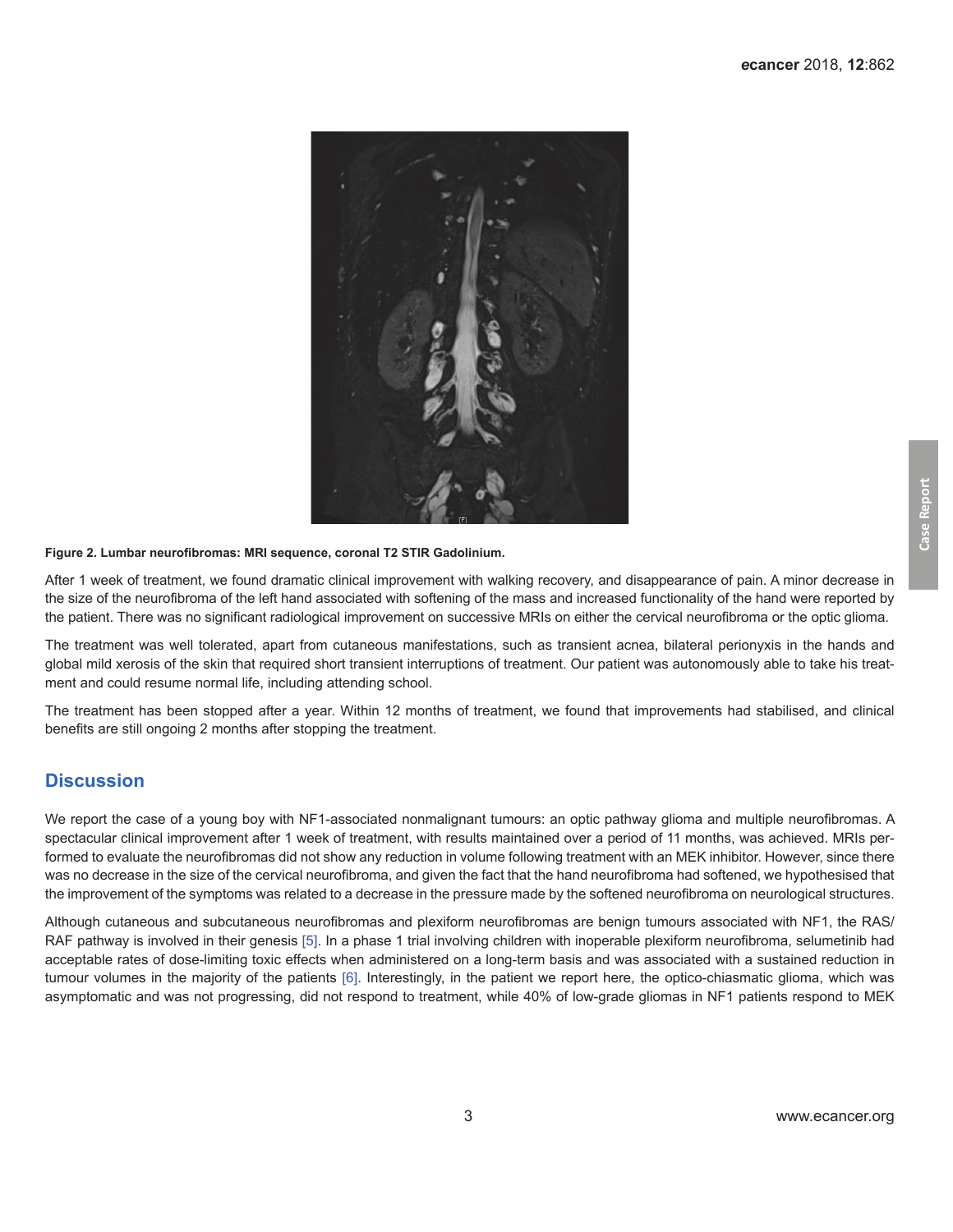**Figure 2. Lumbar neurofibromas: MRI sequence, coronal T2 STIR Gadolinium.**

After 1 week of treatment, we found dramatic clinical improvement with walking recovery, and disappearance of pain. A minor decrease in the size of the neurofibroma of the left hand associated with softening of the mass and increased functionality of the hand were reported by the patient. There was no significant radiological improvement on successive MRIs on either the cervical neurofibroma or the optic glioma.

The treatment was well tolerated, apart from cutaneous manifestations, such as transient acnea, bilateral perionyxis in the hands and global mild xerosis of the skin that required short transient interruptions of treatment. Our patient was autonomously able to take his treatment and could resume normal life, including attending school.

The treatment has been stopped after a year. Within 12 months of treatment, we found that improvements had stabilised, and clinical benefits are still ongoing 2 months after stopping the treatment.

## Discussion

We report the case of a young boy with NF1-associated nonmalignant tumours: an optic pathway glioma and multiple neurofibromas. A spectacular clinical improvement after 1 week of treatment, with results maintained over a period of 11 months, was achieved. MRIs performed to evaluate the neurofibromas did not show any reduction in volume following treatment with an MEK inhibitor. However, since there was no decrease in the size of the cervical neurofibroma, and given the fact that the hand neurofibroma had softened, we hypothesised that the improvement of the symptoms was related to a decrease in the pressure made by the softened neurofibroma on neurological structures.

Although cutaneous and subcutaneous neurofibromas and plexiform neurofibromas are benign tumours associated with NF1, the RAS/RAF pathway is involved in their genesis [5]. In a phase 1 trial involving children with inoperable plexiform neurofibroma, selumetinib had acceptable rates of dose-limiting toxic effects when administered on a long-term basis and was associated with a sustained reduction in tumour volumes in the majority of the patients [6]. Interestingly, in the patient we report here, the optico-chiasmatic glioma, which was asymptomatic and was not progressing, did not respond to treatment, while 40% of low-grade gliomas in NF1 patients respond to MEK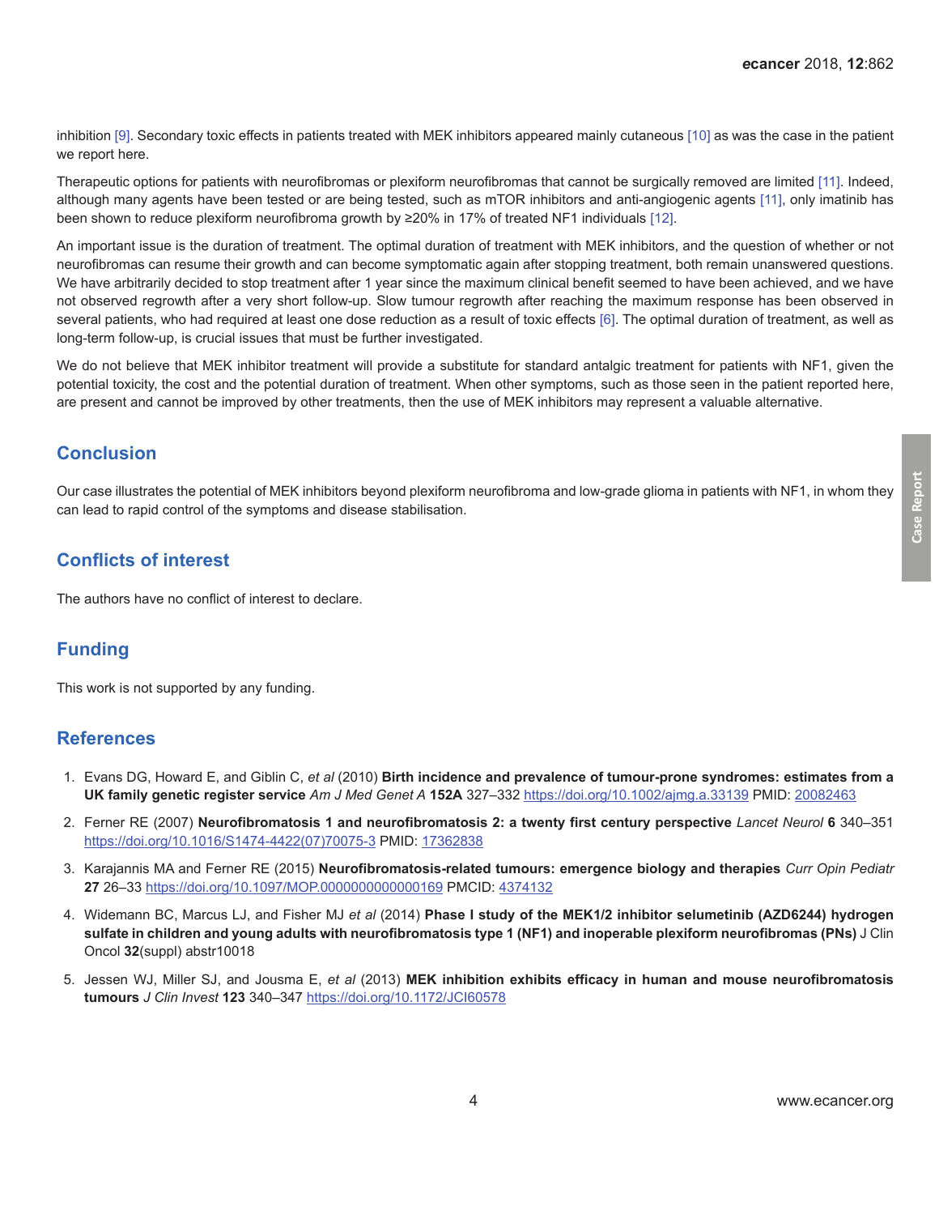inhibition [9]. Secondary toxic effects in patients treated with MEK inhibitors appeared mainly cutaneous [10] as was the case in the patient we report here.

Therapeutic options for patients with neurofibromas or plexiform neurofibromas that cannot be surgically removed are limited [11]. Indeed, although many agents have been tested or are being tested, such as mTOR inhibitors and anti-angiogenic agents [11], only imatinib has been shown to reduce plexiform neurofibroma growth by ≥20% in 17% of treated NF1 individuals [12].

An important issue is the duration of treatment. The optimal duration of treatment with MEK inhibitors, and the question of whether or not neurofibromas can resume their growth and can become symptomatic again after stopping treatment, both remain unanswered questions. We have arbitrarily decided to stop treatment after 1 year since the maximum clinical benefit seemed to have been achieved, and we have not observed regrowth after a very short follow-up. Slow tumour regrowth after reaching the maximum response has been observed in several patients, who had required at least one dose reduction as a result of toxic effects [6]. The optimal duration of treatment, as well as long-term follow-up, is crucial issues that must be further investigated.

We do not believe that MEK inhibitor treatment will provide a substitute for standard antalgic treatment for patients with NF1, given the potential toxicity, the cost and the potential duration of treatment. When other symptoms, such as those seen in the patient reported here, are present and cannot be improved by other treatments, then the use of MEK inhibitors may represent a valuable alternative.

## Conclusion

Our case illustrates the potential of MEK inhibitors beyond plexiform neurofibroma and low-grade glioma in patients with NF1, in whom they can lead to rapid control of the symptoms and disease stabilisation.

## Conflicts of interest

The authors have no conflict of interest to declare.

## Funding

This work is not supported by any funding.

## References

1. Evans DG, Howard E, and Giblin C, *et al* (2010) **Birth incidence and prevalence of tumour-prone syndromes: estimates from a UK family genetic register service** *Am J Med Genet A* **152A** 327–332 https://doi.org/10.1002/ajmg.a.33139 PMID: 20082463
2. Ferner RE (2007) **Neurofibromatosis 1 and neurofibromatosis 2: a twenty first century perspective** *Lancet Neurol* **6** 340–351 https://doi.org/10.1016/S1474-4422(07)70075-3 PMID: 17362838
3. Karajannis MA and Ferner RE (2015) **Neurofibromatosis-related tumours: emergence biology and therapies** *Curr Opin Pediatr* **27** 26–33 https://doi.org/10.1097/MOP.0000000000000169 PMCID: 4374132
4. Widemann BC, Marcus LJ, and Fisher MJ *et al* (2014) **Phase I study of the MEK1/2 inhibitor selumetinib (AZD6244) hydrogen sulfate in children and young adults with neurofibromatosis type 1 (NF1) and inoperable plexiform neurofibromas (PNs)** J Clin Oncol **32**(suppl) abstr10018
5. Jessen WJ, Miller SJ, and Jousma E, *et al* (2013) **MEK inhibition exhibits efficacy in human and mouse neurofibromatosis tumours** *J Clin Invest* **123** 340–347 https://doi.org/10.1172/JCI60578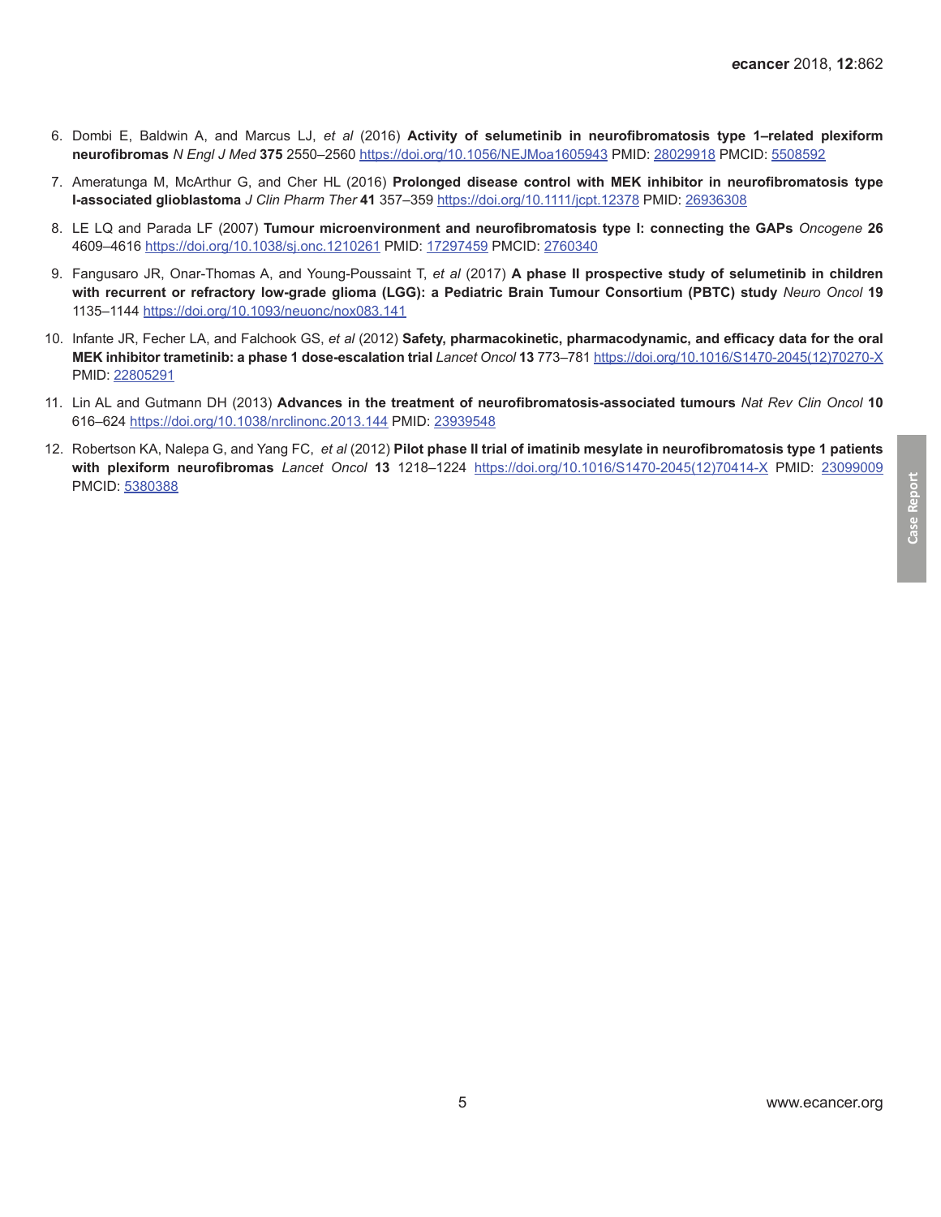6. Dombi E, Baldwin A, and Marcus LJ, *et al* (2016) **Activity of selumetinib in neurofibromatosis type 1–related plexiform neurofibromas** *N Engl J Med* **375** 2550–2560 https://doi.org/10.1056/NEJMoa1605943 PMID: 28029918 PMCID: 5508592

7. Ameratunga M, McArthur G, and Cher HL (2016) **Prolonged disease control with MEK inhibitor in neurofibromatosis type I-associated glioblastoma** *J Clin Pharm Ther* **41** 357–359 https://doi.org/10.1111/jcpt.12378 PMID: 26936308

8. LE LQ and Parada LF (2007) **Tumour microenvironment and neurofibromatosis type I: connecting the GAPs** *Oncogene* **26** 4609–4616 https://doi.org/10.1038/sj.onc.1210261 PMID: 17297459 PMCID: 2760340

9. Fangusaro JR, Onar-Thomas A, and Young-Poussaint T, *et al* (2017) **A phase II prospective study of selumetinib in children with recurrent or refractory low-grade glioma (LGG): a Pediatric Brain Tumour Consortium (PBTC) study** *Neuro Oncol* **19** 1135–1144 https://doi.org/10.1093/neuonc/nox083.141

10. Infante JR, Fecher LA, and Falchook GS, *et al* (2012) **Safety, pharmacokinetic, pharmacodynamic, and efficacy data for the oral MEK inhibitor trametinib: a phase 1 dose-escalation trial** *Lancet Oncol* **13** 773–781 https://doi.org/10.1016/S1470-2045(12)70270-X PMID: 22805291

11. Lin AL and Gutmann DH (2013) **Advances in the treatment of neurofibromatosis-associated tumours** *Nat Rev Clin Oncol* **10** 616–624 https://doi.org/10.1038/nrclinonc.2013.144 PMID: 23939548

12. Robertson KA, Nalepa G, and Yang FC, *et al* (2012) **Pilot phase II trial of imatinib mesylate in neurofibromatosis type 1 patients with plexiform neurofibromas** *Lancet Oncol* **13** 1218–1224 https://doi.org/10.1016/S1470-2045(12)70414-X PMID: 23099009 PMCID: 5380388